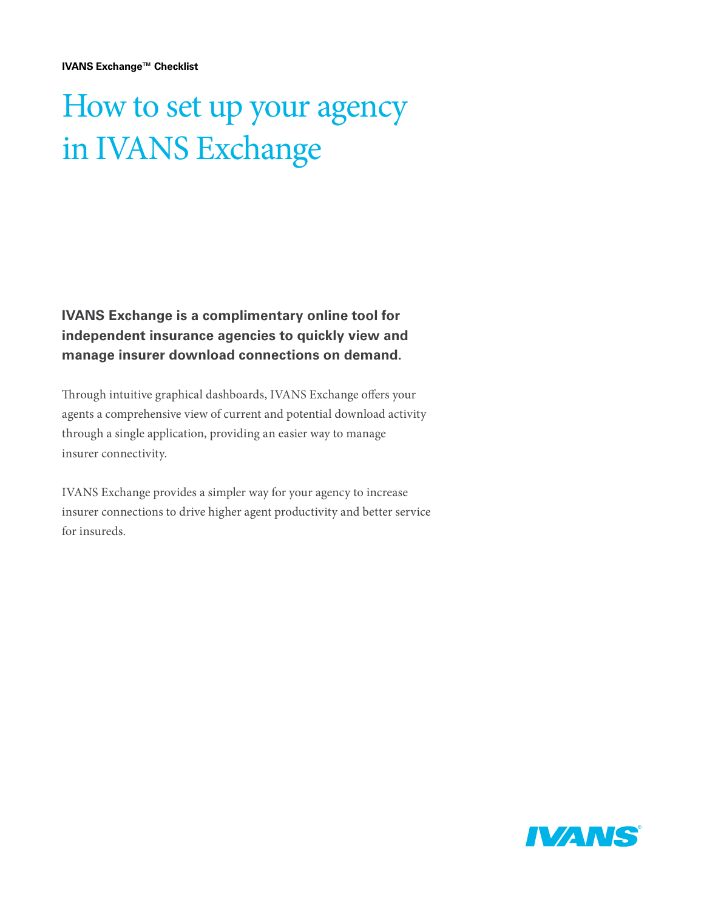**IVANS Exchange™ Checklist**

# How to set up your agency in IVANS Exchange

**IVANS Exchange is a complimentary online tool for independent insurance agencies to quickly view and manage insurer download connections on demand.**

Through intuitive graphical dashboards, IVANS Exchange offers your agents a comprehensive view of current and potential download activity through a single application, providing an easier way to manage insurer connectivity.

IVANS Exchange provides a simpler way for your agency to increase insurer connections to drive higher agent productivity and better service for insureds.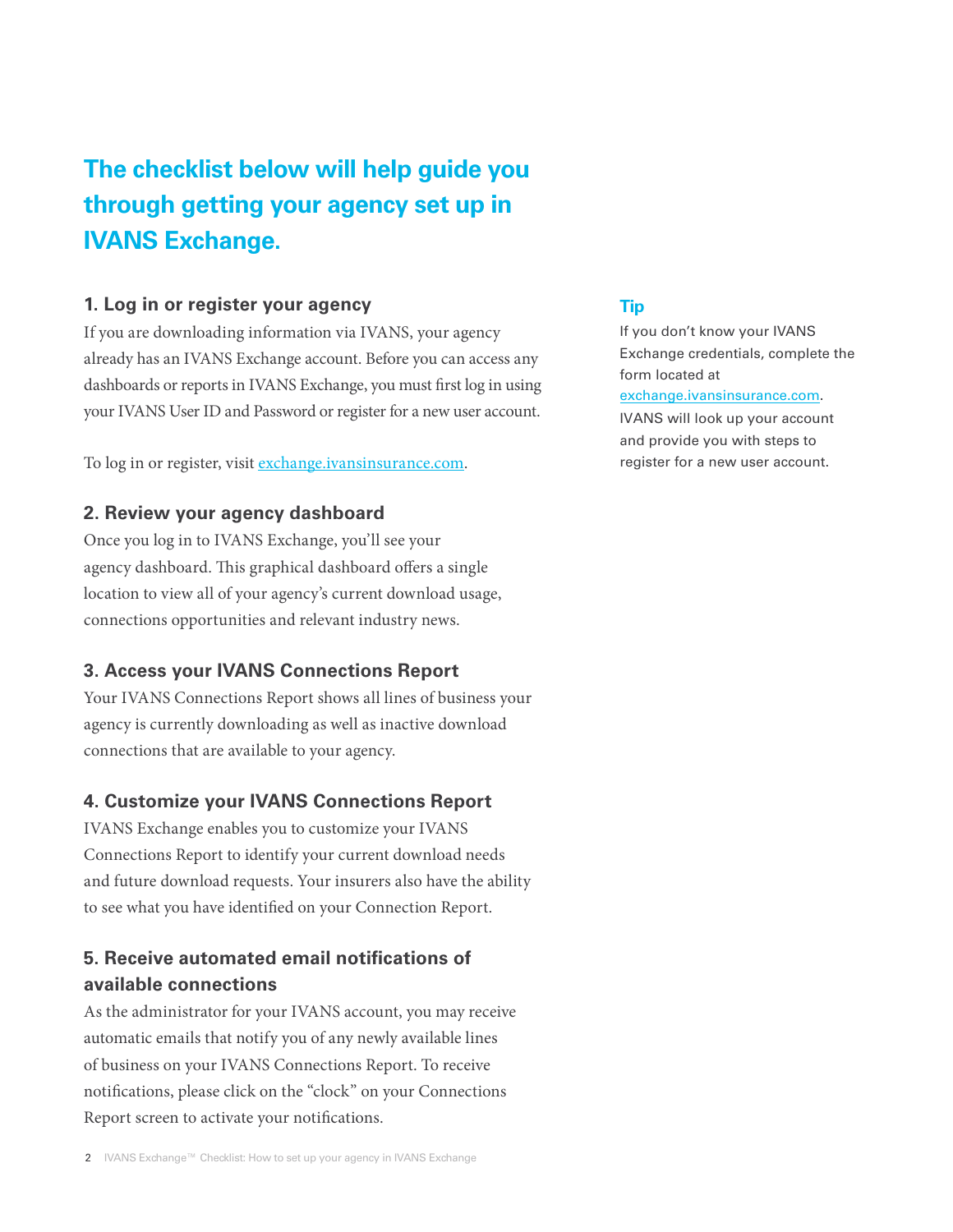## The checklist below will help guide you through getting your agency set up in IVANS Exchange.

### 1. Log in or register your agency

If you are downloading information via IVANS, your agency already has an IVANS Exchange account. Before you can access any dashboards or reports in IVANS Exchange, you must first log in using your IVANS User ID and Password or register for a new user account.

To log in or register, visit exchange.ivansinsurance.com.

### 2. Review your agency dashboard

Once you log in to IVANS Exchange, you'll see your agency dashboard. This graphical dashboard offers a single location to view all of your agency's current download usage, connections opportunities and relevant industry news.

### 3. Access your IVANS Connections Report

Your IVANS Connections Report shows all lines of business your agency is currently downloading as well as inactive download connections that are available to your agency.

### 4. Customize your IVANS Connections Report

IVANS Exchange enables you to customize your IVANS Connections Report to identify your current download needs and future download requests. Your insurers also have the ability to see what you have identified on your Connection Report.

### 5. Receive automated email notifications of available connections

As the administrator for your IVANS account, you may receive automatic emails that notify you of any newly available lines of business on your IVANS Connections Report. To receive notifications, please click on the "clock" on your Connections Report screen to activate your notifications.

**Tip**

If you don't know your IVANS Exchange credentials, complete the form located at exchange.ivansinsurance.com. IVANS will look up your account and provide you with steps to register for a new user account.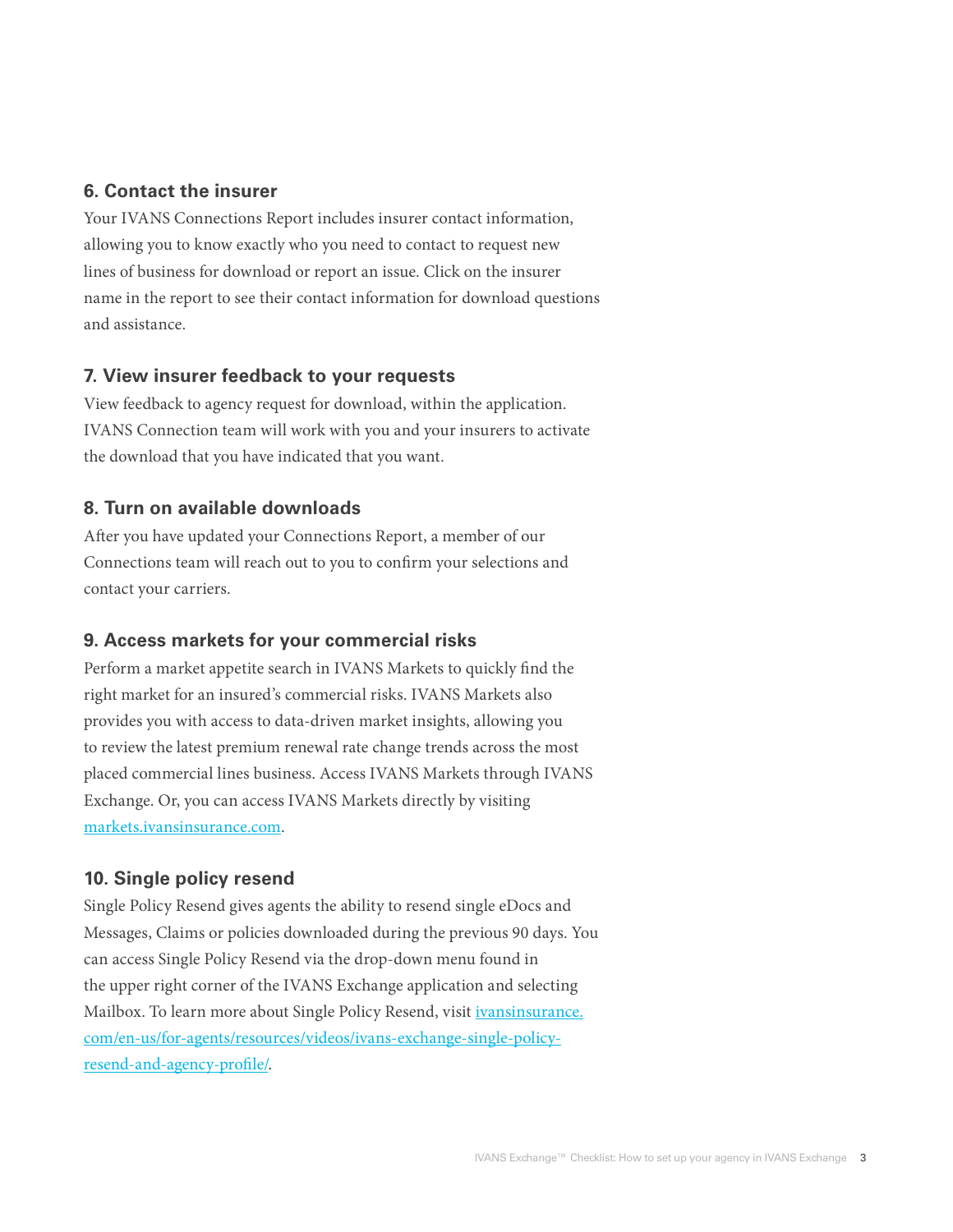### 6. Contact the insurer

Your IVANS Connections Report includes insurer contact information, allowing you to know exactly who you need to contact to request new lines of business for download or report an issue. Click on the insurer name in the report to see their contact information for download questions and assistance.

### 7. View insurer feedback to your requests

View feedback to agency request for download, within the application. IVANS Connection team will work with you and your insurers to activate the download that you have indicated that you want.

### 8. Turn on available downloads

After you have updated your Connections Report, a member of our Connections team will reach out to you to confirm your selections and contact your carriers.

### 9. Access markets for your commercial risks

Perform a market appetite search in IVANS Markets to quickly find the right market for an insured's commercial risks. IVANS Markets also provides you with access to data-driven market insights, allowing you to review the latest premium renewal rate change trends across the most placed commercial lines business. Access IVANS Markets through IVANS Exchange. Or, you can access IVANS Markets directly by visiting [markets.ivansinsurance.com](https://markets.ivansinsurance.com).

### 10. Single policy resend

Single Policy Resend gives agents the ability to resend single eDocs and Messages, Claims or policies downloaded during the previous 90 days. You can access Single Policy Resend via the drop-down menu found in the upper right corner of the IVANS Exchange application and selecting Mailbox. To learn more about Single Policy Resend, visit [ivansinsurance.com/en-us/for-agents/resources/videos/ivans-exchange-single-policy-resend-and-agency-profile/](https://ivansinsurance.com/en-us/for-agents/resources/videos/ivans-exchange-single-policy-resend-and-agency-profile/).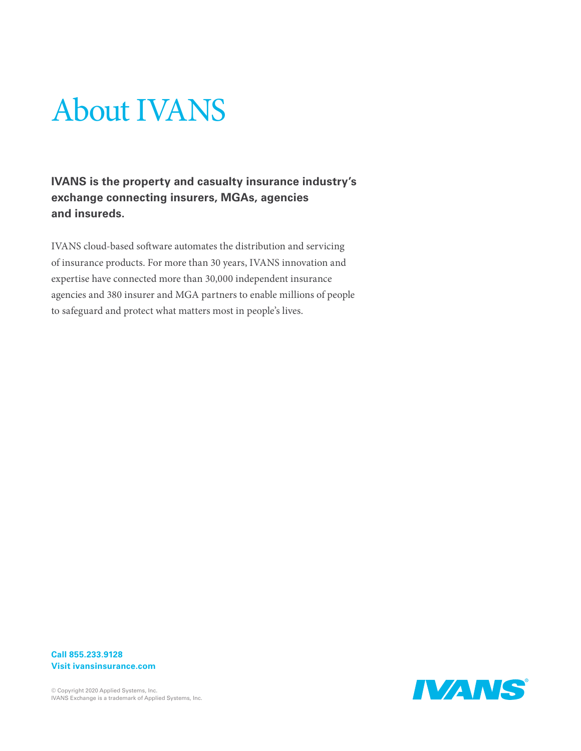# About IVANS

**IVANS is the property and casualty insurance industry's exchange connecting insurers, MGAs, agencies and insureds.**

IVANS cloud-based software automates the distribution and servicing of insurance products. For more than 30 years, IVANS innovation and expertise have connected more than 30,000 independent insurance agencies and 380 insurer and MGA partners to enable millions of people to safeguard and protect what matters most in people's lives.

**Call 855.233.9128**
**Visit ivansinsurance.com**

© Copyright 2020 Applied Systems, Inc.
IVANS Exchange is a trademark of Applied Systems, Inc.

IVANS®